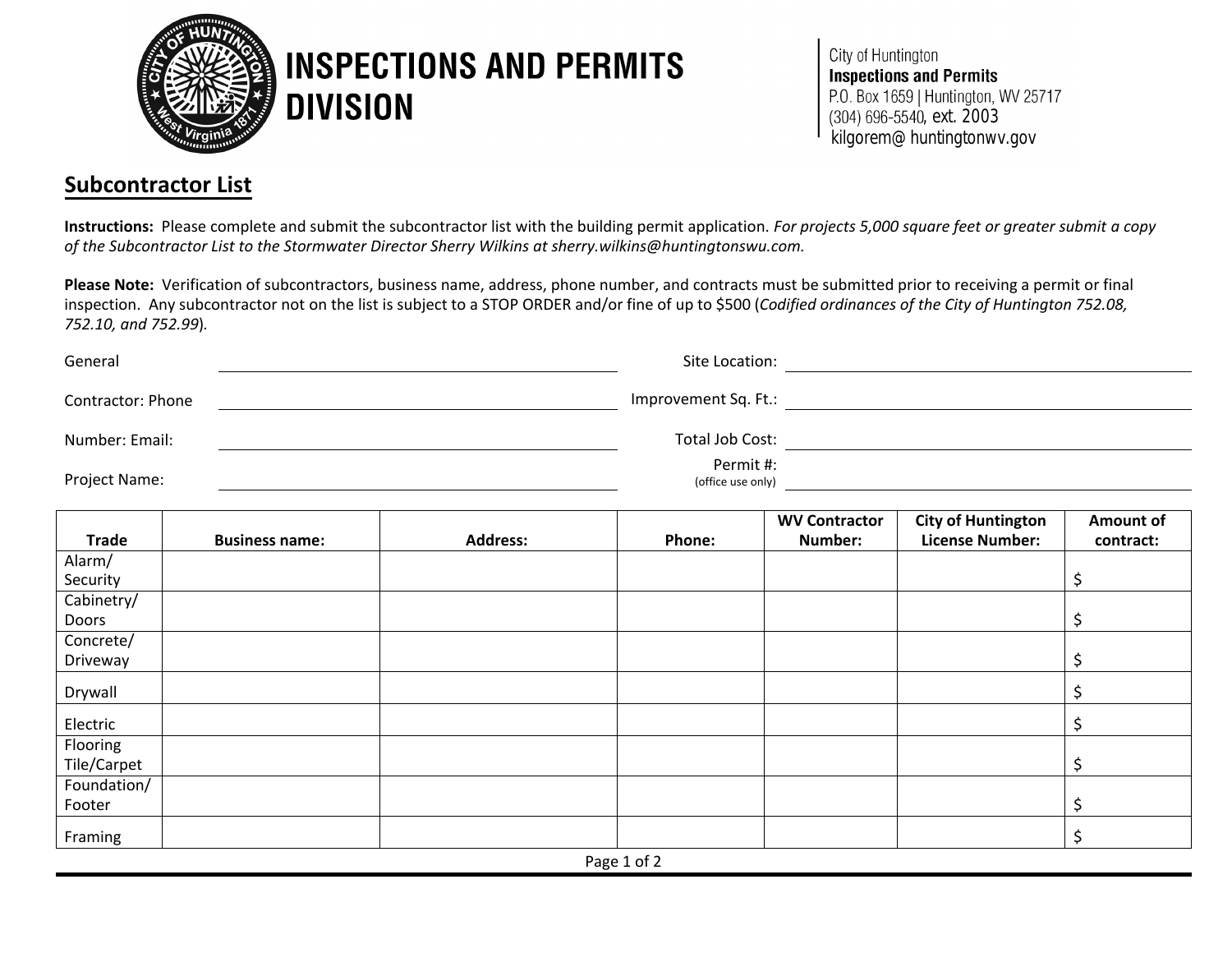# INSPECTIONS AND PERMITS DIVISION

City of Huntington
**Inspections and Permits**
P.O. Box 1659 | Huntington, WV 25717
(304) 696-5540, ext. 2003
kilgorem@ huntingtonwv.gov

## Subcontractor List

**Instructions:** Please complete and submit the subcontractor list with the building permit application. *For projects 5,000 square feet or greater submit a copy of the Subcontractor List to the Stormwater Director Sherry Wilkins at sherry.wilkins@huntingtonswu.com.*

**Please Note:** Verification of subcontractors, business name, address, phone number, and contracts must be submitted prior to receiving a permit or final inspection. Any subcontractor not on the list is subject to a STOP ORDER and/or fine of up to $500 (*Codified ordinances of the City of Huntington 752.08, 752.10, and 752.99*).

General Contractor: ____________________ Site Location: ____________________

Phone Number: ____________________ Improvement Sq. Ft.: ____________________

Email: ____________________ Total Job Cost: ____________________

Project Name: ____________________ Permit #: (office use only) ____________________

| Trade | Business name: | Address: | Phone: | WV Contractor Number: | City of Huntington License Number: | Amount of contract: |
|---|---|---|---|---|---|---|
| Alarm/ Security | | | | | | $ |
| Cabinetry/ Doors | | | | | | $ |
| Concrete/ Driveway | | | | | | $ |
| Drywall | | | | | | $ |
| Electric | | | | | | $ |
| Flooring Tile/Carpet | | | | | | $ |
| Foundation/ Footer | | | | | | $ |
| Framing | | | | | | $ |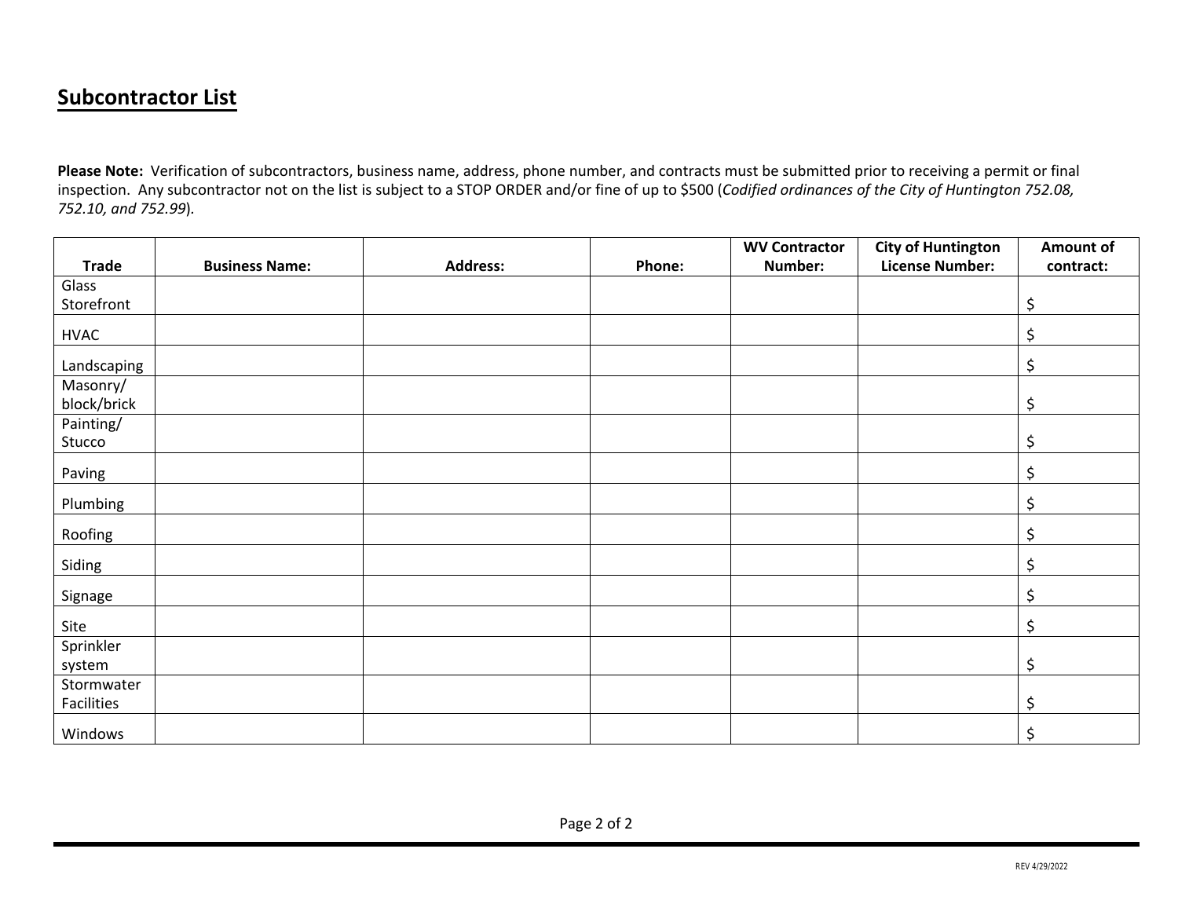## Subcontractor List

**Please Note:** Verification of subcontractors, business name, address, phone number, and contracts must be submitted prior to receiving a permit or final inspection. Any subcontractor not on the list is subject to a STOP ORDER and/or fine of up to $500 (*Codified ordinances of the City of Huntington 752.08, 752.10, and 752.99*).

| Trade | Business Name: | Address: | Phone: | WV Contractor Number: | City of Huntington License Number: | Amount of contract: |
|---|---|---|---|---|---|---|
| Glass Storefront | | | | | | $ |
| HVAC | | | | | | $ |
| Landscaping | | | | | | $ |
| Masonry/ block/brick | | | | | | $ |
| Painting/ Stucco | | | | | | $ |
| Paving | | | | | | $ |
| Plumbing | | | | | | $ |
| Roofing | | | | | | $ |
| Siding | | | | | | $ |
| Signage | | | | | | $ |
| Site | | | | | | $ |
| Sprinkler system | | | | | | $ |
| Stormwater Facilities | | | | | | $ |
| Windows | | | | | | $ |

REV 4/29/2022